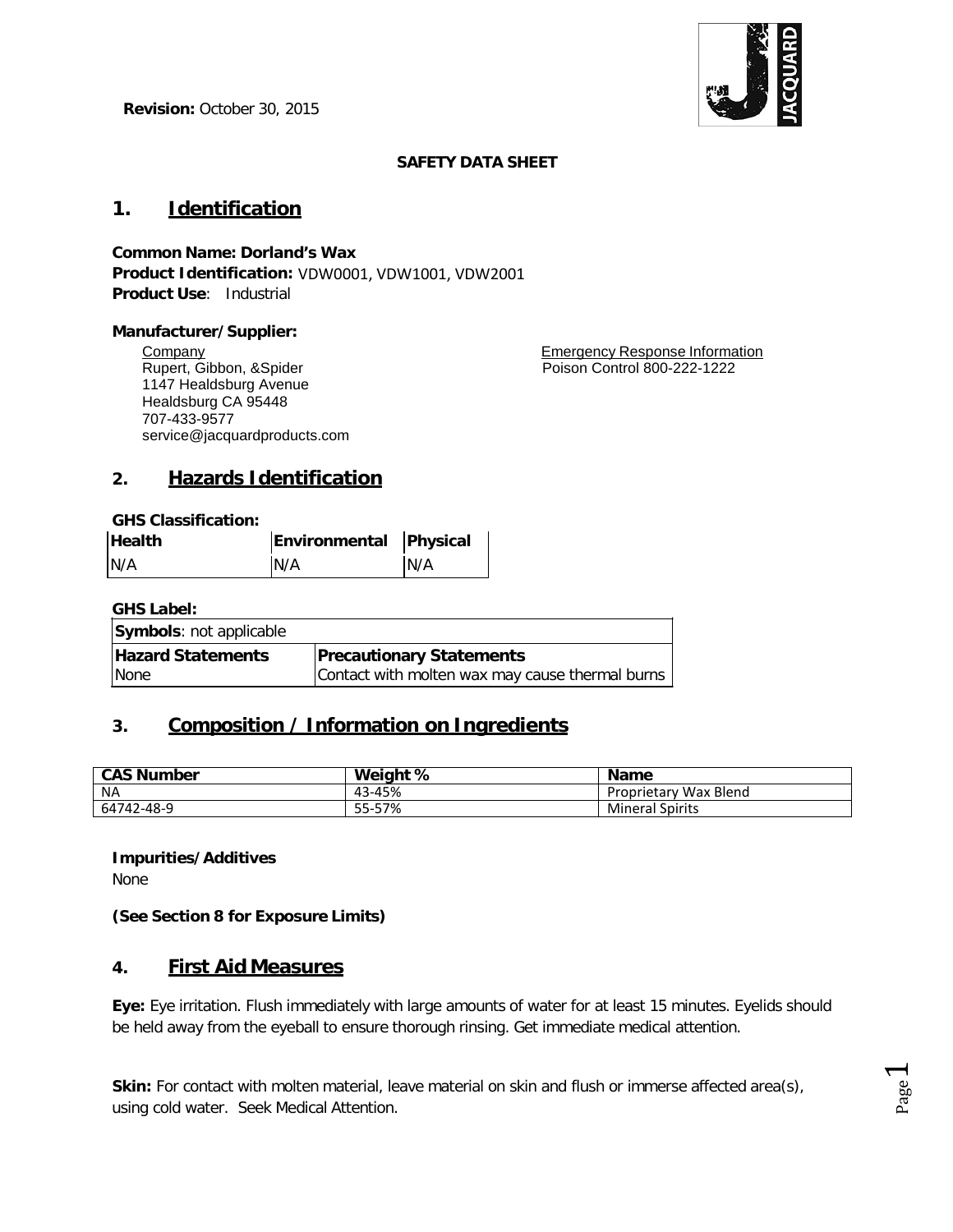**Revision:** October 30, 2015

**SAFETY DATA SHEET**

## 1. Identification

**Common Name: Dorland's Wax**
**Product Identification:** VDW0001, VDW1001, VDW2001
**Product Use**: Industrial

**Manufacturer/Supplier:**

Company
Rupert, Gibbon, &Spider
1147 Healdsburg Avenue
Healdsburg CA 95448
707-433-9577
service@jacquardproducts.com

Emergency Response Information
Poison Control 800-222-1222

## 2. Hazards Identification

**GHS Classification:**

| Health | Environmental | Physical |
|---|---|---|
| N/A | N/A | N/A |

**GHS Label:**

| **Symbols**: not applicable | |
|---|---|
| **Hazard Statements** | **Precautionary Statements** |
| None | Contact with molten wax may cause thermal burns |

## 3. Composition / Information on Ingredients

| CAS Number | Weight % | Name |
|---|---|---|
| NA | 43-45% | Proprietary Wax Blend |
| 64742-48-9 | 55-57% | Mineral Spirits |

**Impurities/Additives**
None

**(See Section 8 for Exposure Limits)**

## 4. First Aid Measures

**Eye:** Eye irritation. Flush immediately with large amounts of water for at least 15 minutes. Eyelids should be held away from the eyeball to ensure thorough rinsing. Get immediate medical attention.

**Skin:** For contact with molten material, leave material on skin and flush or immerse affected area(s), using cold water. Seek Medical Attention.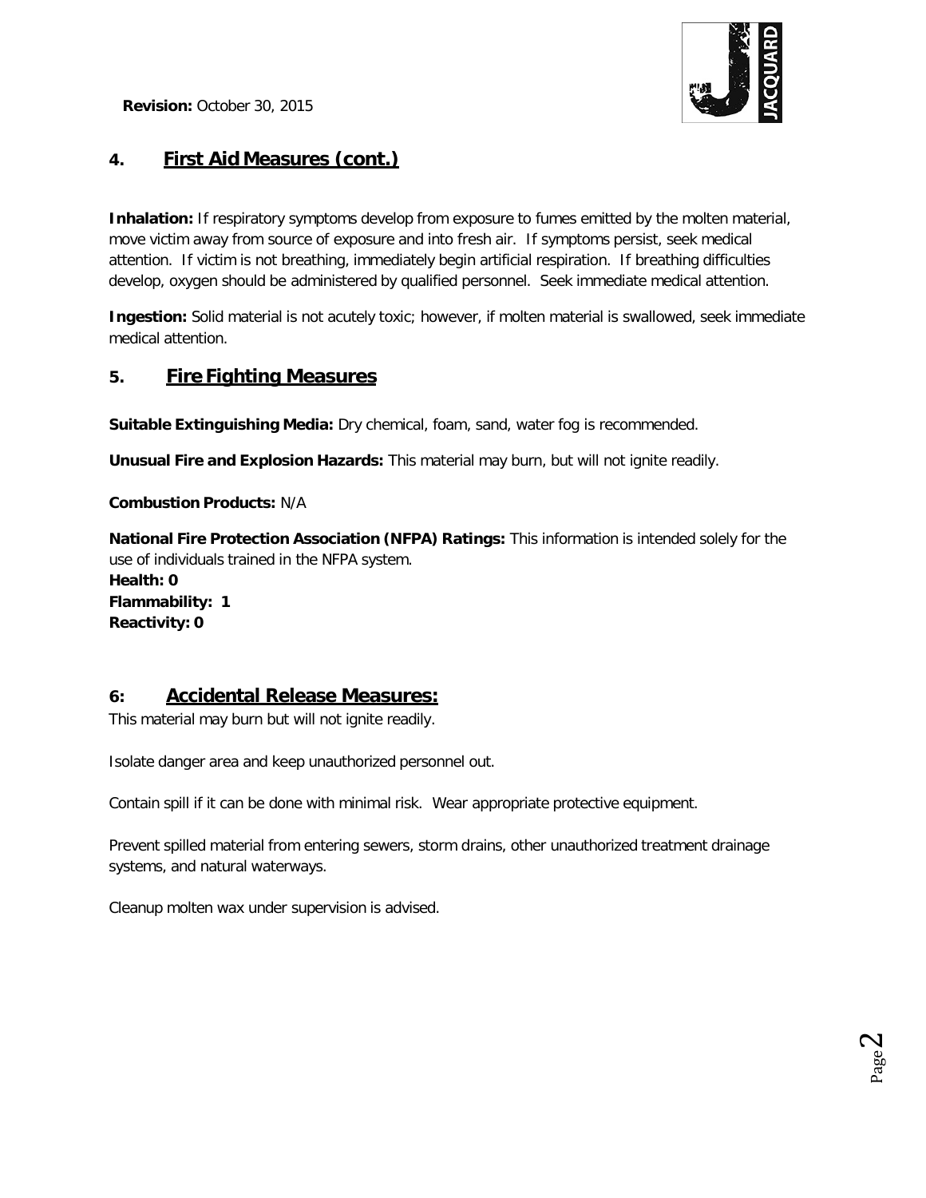## 4. First Aid Measures (cont.)

**Inhalation:** If respiratory symptoms develop from exposure to fumes emitted by the molten material, move victim away from source of exposure and into fresh air. If symptoms persist, seek medical attention. If victim is not breathing, immediately begin artificial respiration. If breathing difficulties develop, oxygen should be administered by qualified personnel. Seek immediate medical attention.

**Ingestion:** Solid material is not acutely toxic; however, if molten material is swallowed, seek immediate medical attention.

## 5. Fire Fighting Measures

**Suitable Extinguishing Media:** Dry chemical, foam, sand, water fog is recommended.

**Unusual Fire and Explosion Hazards:** This material may burn, but will not ignite readily.

**Combustion Products:** N/A

**National Fire Protection Association (NFPA) Ratings:** This information is intended solely for the use of individuals trained in the NFPA system.
**Health: 0**
**Flammability: 1**
**Reactivity: 0**

## 6: Accidental Release Measures:

This material may burn but will not ignite readily.

Isolate danger area and keep unauthorized personnel out.

Contain spill if it can be done with minimal risk. Wear appropriate protective equipment.

Prevent spilled material from entering sewers, storm drains, other unauthorized treatment drainage systems, and natural waterways.

Cleanup molten wax under supervision is advised.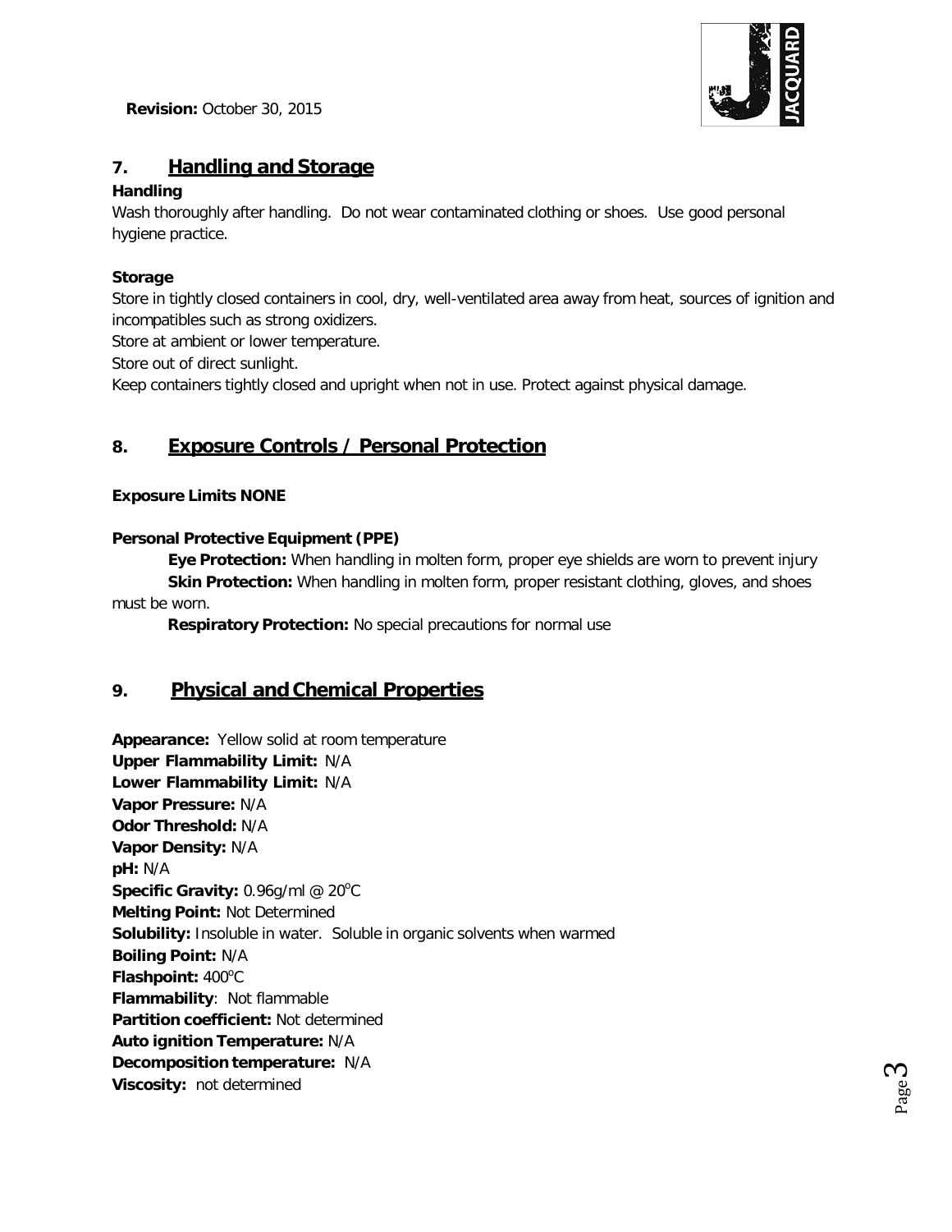**Revision:** October 30, 2015

## 7. Handling and Storage

**Handling**

Wash thoroughly after handling. Do not wear contaminated clothing or shoes. Use good personal hygiene practice.

**Storage**

Store in tightly closed containers in cool, dry, well-ventilated area away from heat, sources of ignition and incompatibles such as strong oxidizers.

Store at ambient or lower temperature.

Store out of direct sunlight.

Keep containers tightly closed and upright when not in use. Protect against physical damage.

## 8. Exposure Controls / Personal Protection

**Exposure Limits NONE**

**Personal Protective Equipment (PPE)**

**Eye Protection:** When handling in molten form, proper eye shields are worn to prevent injury

**Skin Protection:** When handling in molten form, proper resistant clothing, gloves, and shoes must be worn.

**Respiratory Protection:** No special precautions for normal use

## 9. Physical and Chemical Properties

**Appearance:** Yellow solid at room temperature
**Upper Flammability Limit:** N/A
**Lower Flammability Limit:** N/A
**Vapor Pressure:** N/A
**Odor Threshold:** N/A
**Vapor Density:** N/A
**pH:** N/A
**Specific Gravity:** 0.96g/ml @ 20°C
**Melting Point:** Not Determined
**Solubility:** Insoluble in water. Soluble in organic solvents when warmed
**Boiling Point:** N/A
**Flashpoint:** 400°C
**Flammability**: Not flammable
**Partition coefficient:** Not determined
**Auto ignition Temperature:** N/A
**Decomposition temperature:** N/A
**Viscosity:** not determined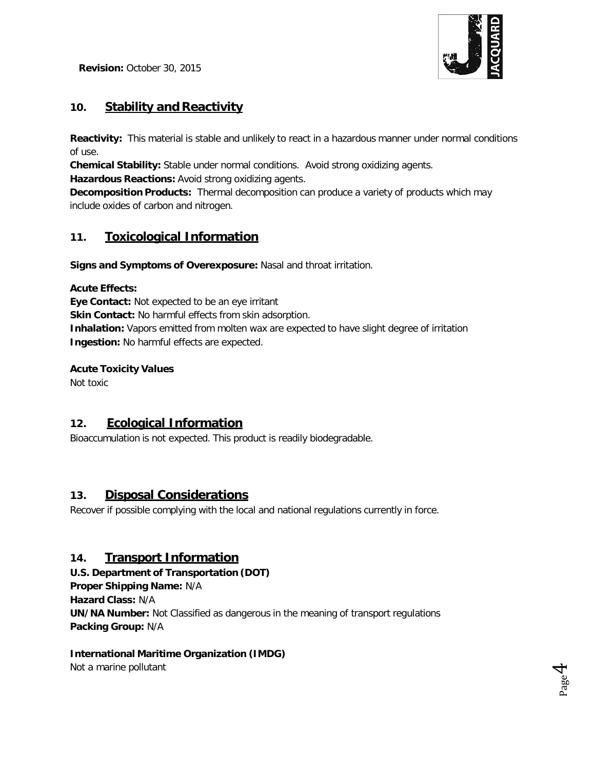**Revision:** October 30, 2015

## 10. Stability and Reactivity

**Reactivity:** This material is stable and unlikely to react in a hazardous manner under normal conditions of use.
**Chemical Stability:** Stable under normal conditions. Avoid strong oxidizing agents.
**Hazardous Reactions:** Avoid strong oxidizing agents.
**Decomposition Products:** Thermal decomposition can produce a variety of products which may include oxides of carbon and nitrogen.

## 11. Toxicological Information

**Signs and Symptoms of Overexposure:** Nasal and throat irritation.

**Acute Effects:**
**Eye Contact:** Not expected to be an eye irritant
**Skin Contact:** No harmful effects from skin adsorption.
**Inhalation:** Vapors emitted from molten wax are expected to have slight degree of irritation
**Ingestion:** No harmful effects are expected.

**Acute Toxicity Values**
Not toxic

## 12. Ecological Information

Bioaccumulation is not expected. This product is readily biodegradable.

## 13. Disposal Considerations

Recover if possible complying with the local and national regulations currently in force.

## 14. Transport Information

**U.S. Department of Transportation (DOT)**
**Proper Shipping Name:** N/A
**Hazard Class:** N/A
**UN/NA Number:** Not Classified as dangerous in the meaning of transport regulations
**Packing Group:** N/A

**International Maritime Organization (IMDG)**
Not a marine pollutant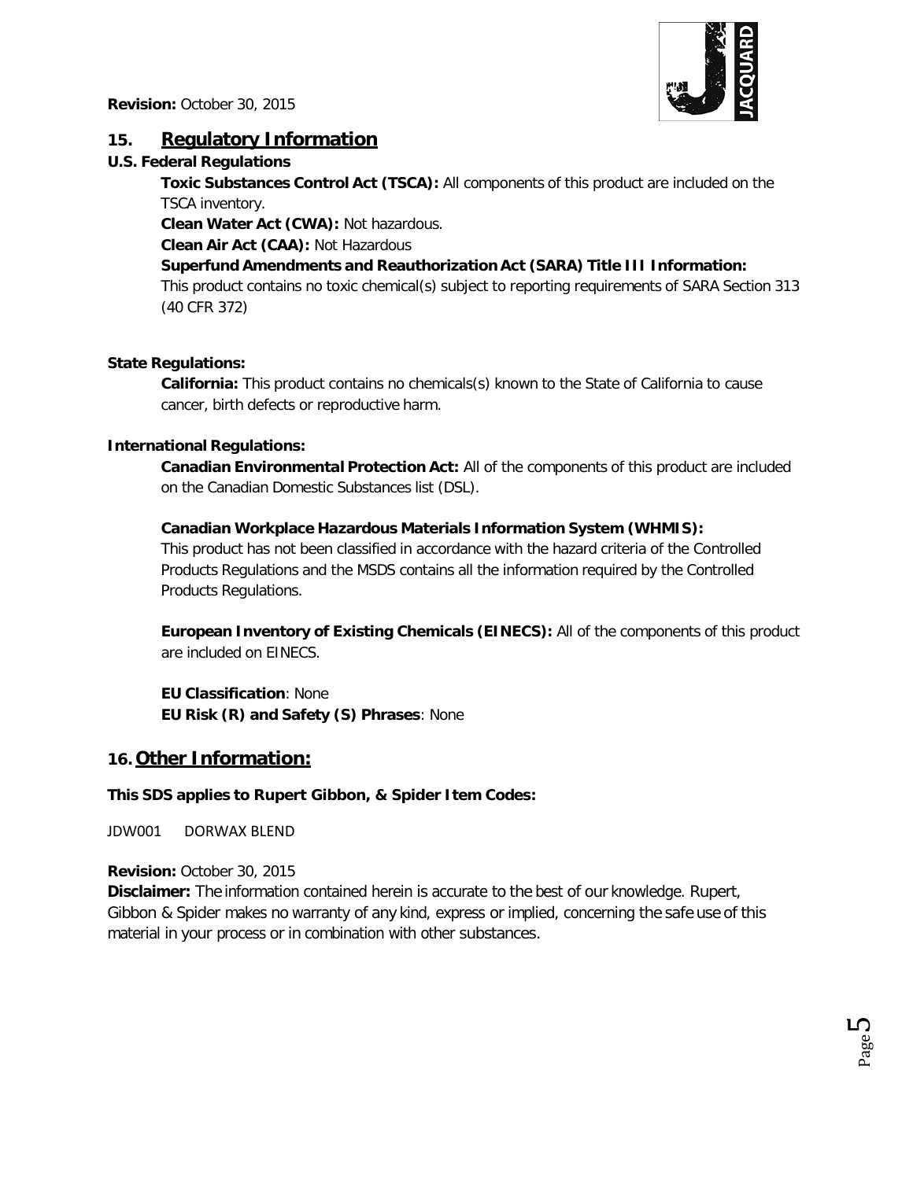**Revision:** October 30, 2015

## 15. Regulatory Information

**U.S. Federal Regulations**

**Toxic Substances Control Act (TSCA):** All components of this product are included on the TSCA inventory.

**Clean Water Act (CWA):** Not hazardous.

**Clean Air Act (CAA):** Not Hazardous

**Superfund Amendments and Reauthorization Act (SARA) Title III Information:**
This product contains no toxic chemical(s) subject to reporting requirements of SARA Section 313 (40 CFR 372)

**State Regulations:**

**California:** This product contains no chemicals(s) known to the State of California to cause cancer, birth defects or reproductive harm.

**International Regulations:**

**Canadian Environmental Protection Act:** All of the components of this product are included on the Canadian Domestic Substances list (DSL).

**Canadian Workplace Hazardous Materials Information System (WHMIS):**
This product has not been classified in accordance with the hazard criteria of the Controlled Products Regulations and the MSDS contains all the information required by the Controlled Products Regulations.

**European Inventory of Existing Chemicals (EINECS):** All of the components of this product are included on EINECS.

**EU Classification**: None
**EU Risk (R) and Safety (S) Phrases**: None

## 16. Other Information:

**This SDS applies to Rupert Gibbon, & Spider Item Codes:**

JDW001 DORWAX BLEND

**Revision:** October 30, 2015
**Disclaimer:** The information contained herein is accurate to the best of our knowledge. Rupert, Gibbon & Spider makes no warranty of any kind, express or implied, concerning the safe use of this material in your process or in combination with other substances.